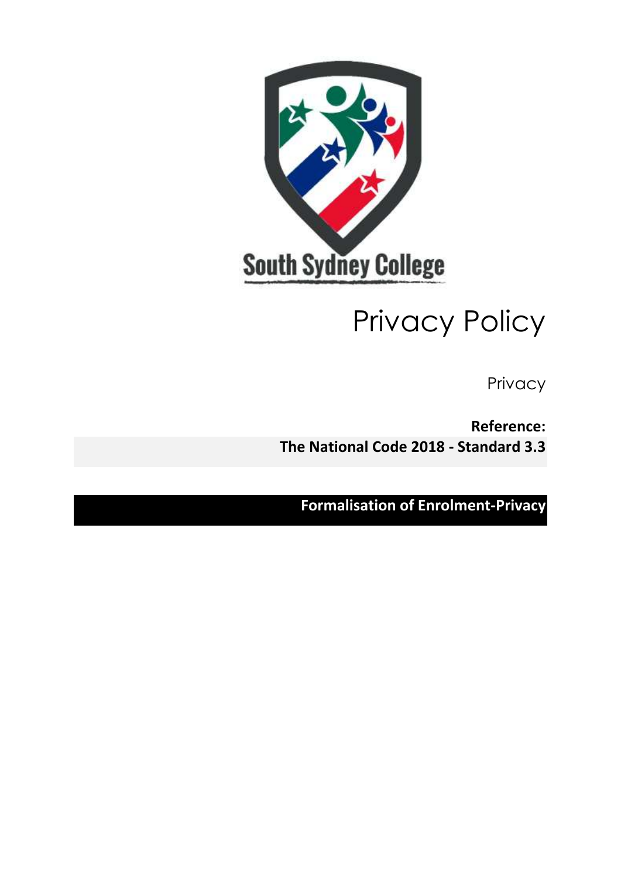South Sydney College

# Privacy Policy

Privacy

**Reference:**

**The National Code 2018 - Standard 3.3**

**Formalisation of Enrolment-Privacy**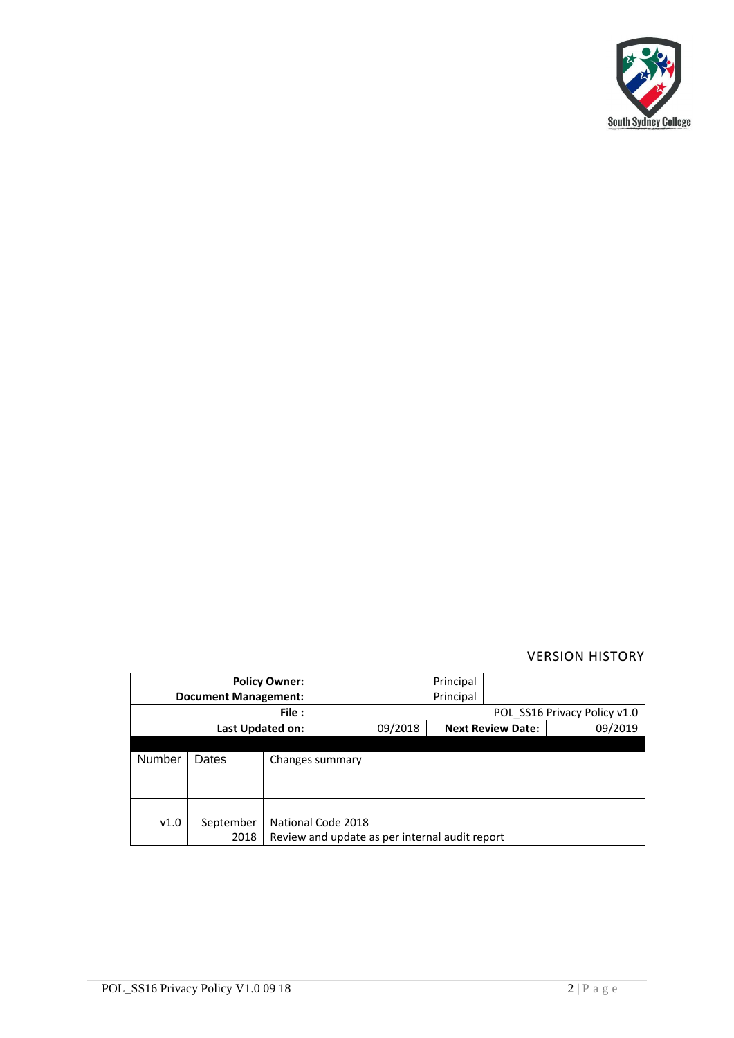VERSION HISTORY

| Policy Owner: | Principal | | |
|---|---|---|---|
| Document Management: | Principal | | |
| File : | POL_SS16 Privacy Policy v1.0 | | |
| Last Updated on: | 09/2018 | Next Review Date: | 09/2019 |

| Number | Dates | Changes summary |
|---|---|---|
| | | |
| | | |
| | | |
| v1.0 | September 2018 | National Code 2018<br>Review and update as per internal audit report |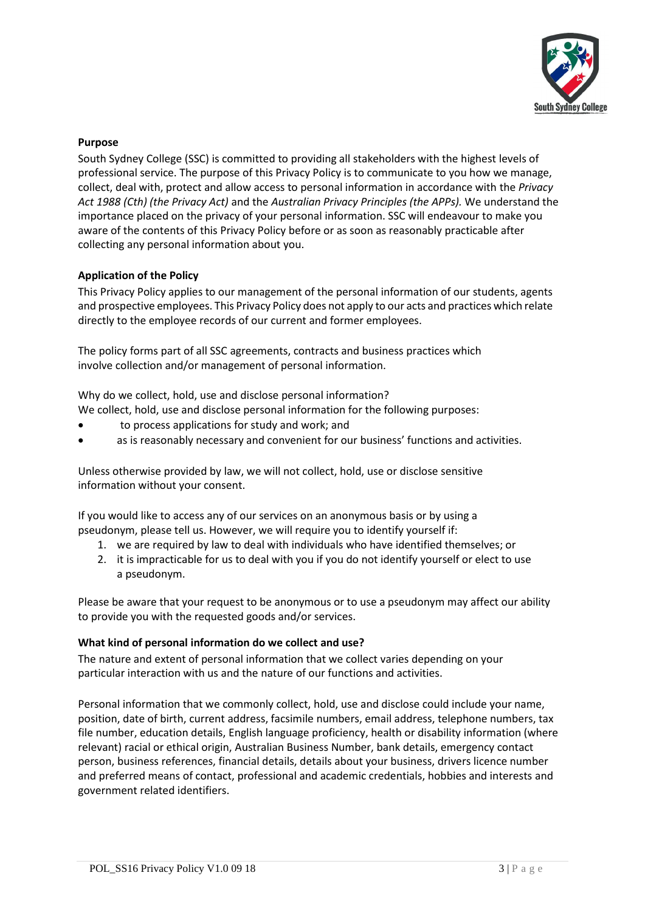**Purpose**

South Sydney College (SSC) is committed to providing all stakeholders with the highest levels of professional service. The purpose of this Privacy Policy is to communicate to you how we manage, collect, deal with, protect and allow access to personal information in accordance with the *Privacy Act 1988 (Cth) (the Privacy Act)* and the *Australian Privacy Principles (the APPs).* We understand the importance placed on the privacy of your personal information. SSC will endeavour to make you aware of the contents of this Privacy Policy before or as soon as reasonably practicable after collecting any personal information about you.

**Application of the Policy**

This Privacy Policy applies to our management of the personal information of our students, agents and prospective employees. This Privacy Policy does not apply to our acts and practices which relate directly to the employee records of our current and former employees.

The policy forms part of all SSC agreements, contracts and business practices which involve collection and/or management of personal information.

Why do we collect, hold, use and disclose personal information?

We collect, hold, use and disclose personal information for the following purposes:

- to process applications for study and work; and
- as is reasonably necessary and convenient for our business' functions and activities.

Unless otherwise provided by law, we will not collect, hold, use or disclose sensitive information without your consent.

If you would like to access any of our services on an anonymous basis or by using a pseudonym, please tell us. However, we will require you to identify yourself if:

1. we are required by law to deal with individuals who have identified themselves; or
2. it is impracticable for us to deal with you if you do not identify yourself or elect to use a pseudonym.

Please be aware that your request to be anonymous or to use a pseudonym may affect our ability to provide you with the requested goods and/or services.

**What kind of personal information do we collect and use?**

The nature and extent of personal information that we collect varies depending on your particular interaction with us and the nature of our functions and activities.

Personal information that we commonly collect, hold, use and disclose could include your name, position, date of birth, current address, facsimile numbers, email address, telephone numbers, tax file number, education details, English language proficiency, health or disability information (where relevant) racial or ethical origin, Australian Business Number, bank details, emergency contact person, business references, financial details, details about your business, drivers licence number and preferred means of contact, professional and academic credentials, hobbies and interests and government related identifiers.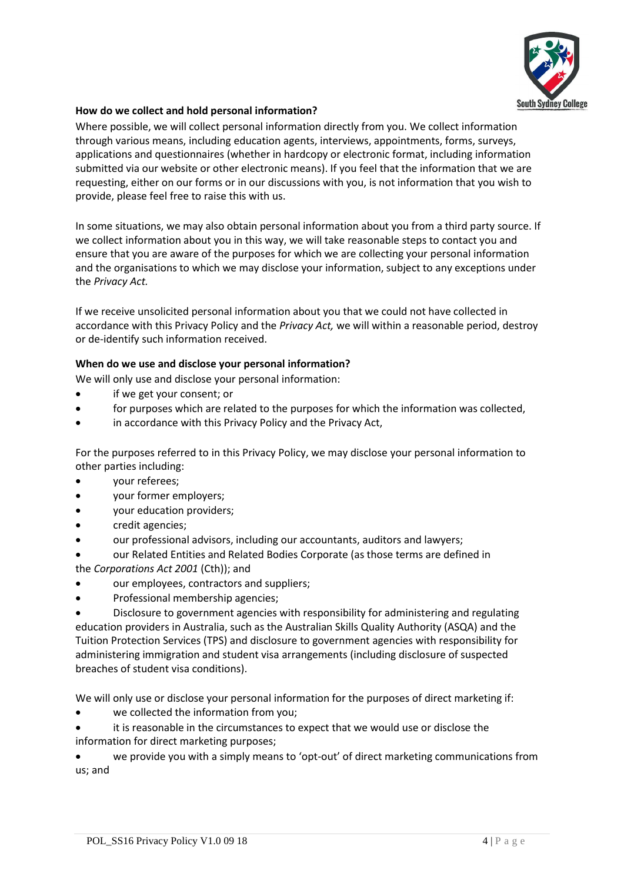**How do we collect and hold personal information?**

Where possible, we will collect personal information directly from you. We collect information through various means, including education agents, interviews, appointments, forms, surveys, applications and questionnaires (whether in hardcopy or electronic format, including information submitted via our website or other electronic means). If you feel that the information that we are requesting, either on our forms or in our discussions with you, is not information that you wish to provide, please feel free to raise this with us.

In some situations, we may also obtain personal information about you from a third party source. If we collect information about you in this way, we will take reasonable steps to contact you and ensure that you are aware of the purposes for which we are collecting your personal information and the organisations to which we may disclose your information, subject to any exceptions under the *Privacy Act.*

If we receive unsolicited personal information about you that we could not have collected in accordance with this Privacy Policy and the *Privacy Act,* we will within a reasonable period, destroy or de-identify such information received.

**When do we use and disclose your personal information?**

We will only use and disclose your personal information:

- if we get your consent; or
- for purposes which are related to the purposes for which the information was collected,
- in accordance with this Privacy Policy and the Privacy Act,

For the purposes referred to in this Privacy Policy, we may disclose your personal information to other parties including:

- your referees;
- your former employers;
- your education providers;
- credit agencies;
- our professional advisors, including our accountants, auditors and lawyers;
- our Related Entities and Related Bodies Corporate (as those terms are defined in the *Corporations Act 2001* (Cth)); and
- our employees, contractors and suppliers;
- Professional membership agencies;
- Disclosure to government agencies with responsibility for administering and regulating education providers in Australia, such as the Australian Skills Quality Authority (ASQA) and the Tuition Protection Services (TPS) and disclosure to government agencies with responsibility for administering immigration and student visa arrangements (including disclosure of suspected breaches of student visa conditions).

We will only use or disclose your personal information for the purposes of direct marketing if:

- we collected the information from you;
- it is reasonable in the circumstances to expect that we would use or disclose the information for direct marketing purposes;
- we provide you with a simply means to 'opt-out' of direct marketing communications from us; and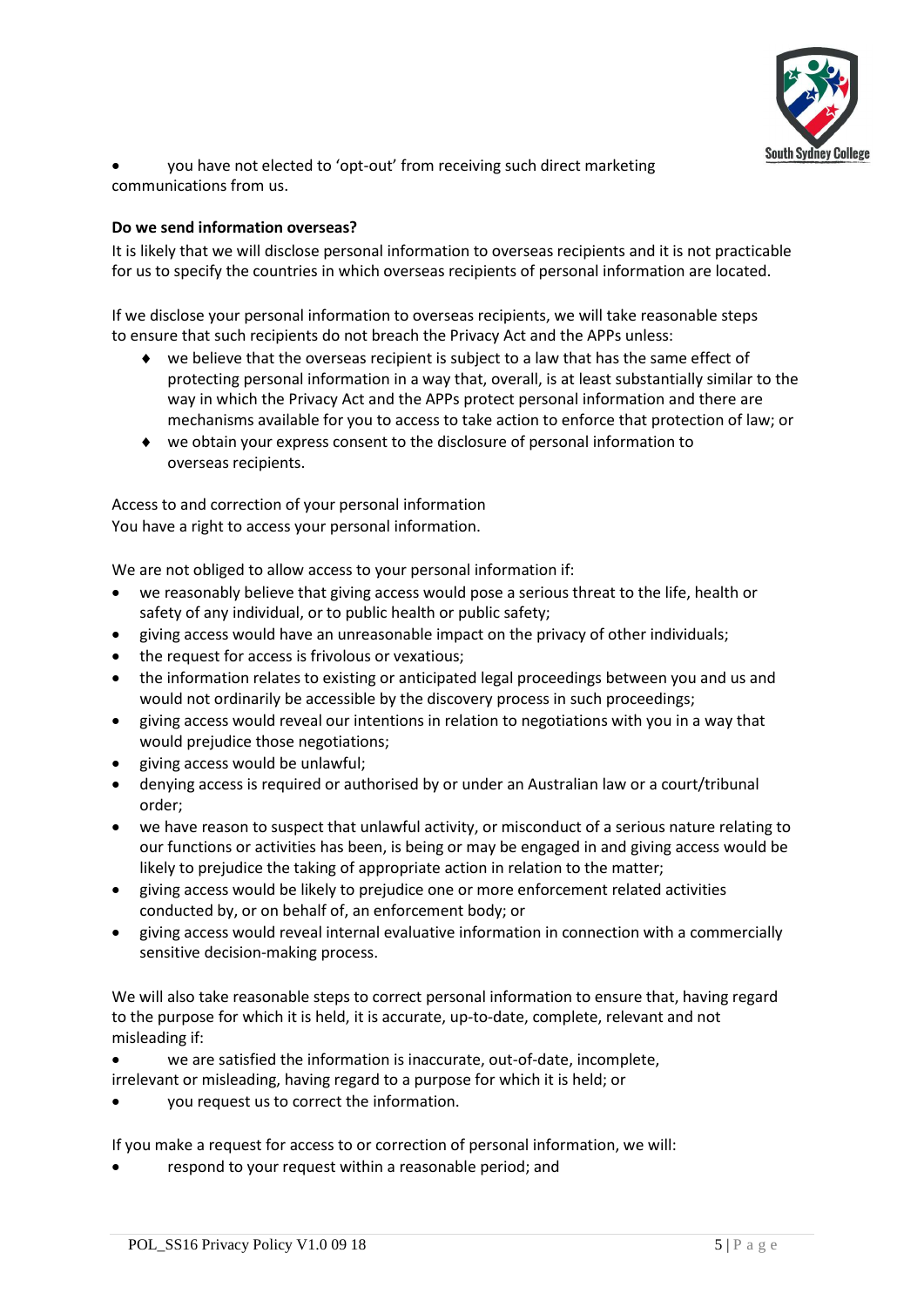- you have not elected to 'opt-out' from receiving such direct marketing communications from us.

**Do we send information overseas?**

It is likely that we will disclose personal information to overseas recipients and it is not practicable for us to specify the countries in which overseas recipients of personal information are located.

If we disclose your personal information to overseas recipients, we will take reasonable steps to ensure that such recipients do not breach the Privacy Act and the APPs unless:

- we believe that the overseas recipient is subject to a law that has the same effect of protecting personal information in a way that, overall, is at least substantially similar to the way in which the Privacy Act and the APPs protect personal information and there are mechanisms available for you to access to take action to enforce that protection of law; or
- we obtain your express consent to the disclosure of personal information to overseas recipients.

Access to and correction of your personal information
You have a right to access your personal information.

We are not obliged to allow access to your personal information if:

- we reasonably believe that giving access would pose a serious threat to the life, health or safety of any individual, or to public health or public safety;
- giving access would have an unreasonable impact on the privacy of other individuals;
- the request for access is frivolous or vexatious;
- the information relates to existing or anticipated legal proceedings between you and us and would not ordinarily be accessible by the discovery process in such proceedings;
- giving access would reveal our intentions in relation to negotiations with you in a way that would prejudice those negotiations;
- giving access would be unlawful;
- denying access is required or authorised by or under an Australian law or a court/tribunal order;
- we have reason to suspect that unlawful activity, or misconduct of a serious nature relating to our functions or activities has been, is being or may be engaged in and giving access would be likely to prejudice the taking of appropriate action in relation to the matter;
- giving access would be likely to prejudice one or more enforcement related activities conducted by, or on behalf of, an enforcement body; or
- giving access would reveal internal evaluative information in connection with a commercially sensitive decision-making process.

We will also take reasonable steps to correct personal information to ensure that, having regard to the purpose for which it is held, it is accurate, up-to-date, complete, relevant and not misleading if:

- we are satisfied the information is inaccurate, out-of-date, incomplete, irrelevant or misleading, having regard to a purpose for which it is held; or
- you request us to correct the information.

If you make a request for access to or correction of personal information, we will:

- respond to your request within a reasonable period; and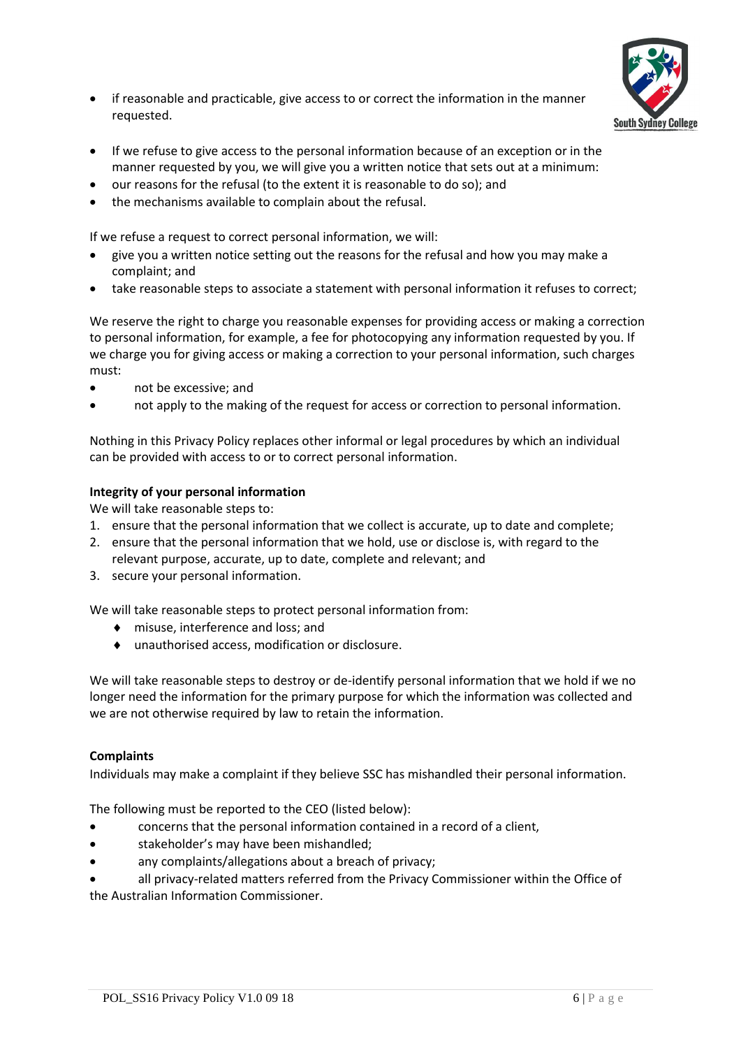- if reasonable and practicable, give access to or correct the information in the manner requested.

- If we refuse to give access to the personal information because of an exception or in the manner requested by you, we will give you a written notice that sets out at a minimum:
- our reasons for the refusal (to the extent it is reasonable to do so); and
- the mechanisms available to complain about the refusal.

If we refuse a request to correct personal information, we will:

- give you a written notice setting out the reasons for the refusal and how you may make a complaint; and
- take reasonable steps to associate a statement with personal information it refuses to correct;

We reserve the right to charge you reasonable expenses for providing access or making a correction to personal information, for example, a fee for photocopying any information requested by you. If we charge you for giving access or making a correction to your personal information, such charges must:

- not be excessive; and
- not apply to the making of the request for access or correction to personal information.

Nothing in this Privacy Policy replaces other informal or legal procedures by which an individual can be provided with access to or to correct personal information.

**Integrity of your personal information**

We will take reasonable steps to:

1. ensure that the personal information that we collect is accurate, up to date and complete;
2. ensure that the personal information that we hold, use or disclose is, with regard to the relevant purpose, accurate, up to date, complete and relevant; and
3. secure your personal information.

We will take reasonable steps to protect personal information from:

- misuse, interference and loss; and
- unauthorised access, modification or disclosure.

We will take reasonable steps to destroy or de-identify personal information that we hold if we no longer need the information for the primary purpose for which the information was collected and we are not otherwise required by law to retain the information.

**Complaints**

Individuals may make a complaint if they believe SSC has mishandled their personal information.

The following must be reported to the CEO (listed below):

- concerns that the personal information contained in a record of a client,
- stakeholder's may have been mishandled;
- any complaints/allegations about a breach of privacy;
- all privacy-related matters referred from the Privacy Commissioner within the Office of the Australian Information Commissioner.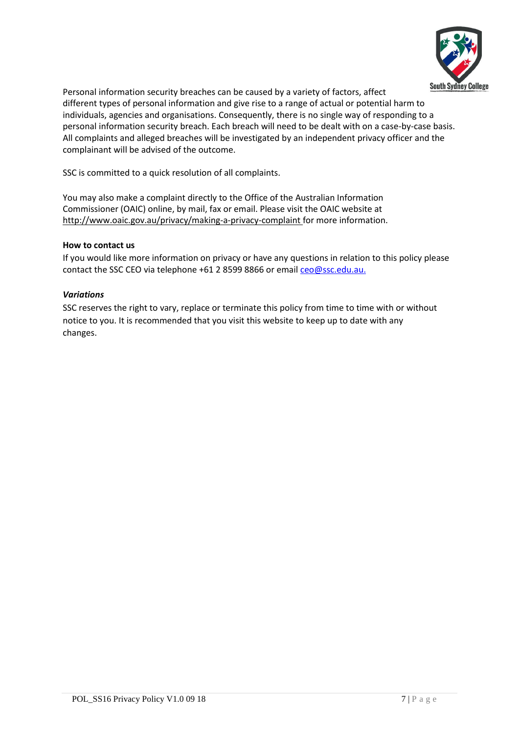Personal information security breaches can be caused by a variety of factors, affect different types of personal information and give rise to a range of actual or potential harm to individuals, agencies and organisations. Consequently, there is no single way of responding to a personal information security breach. Each breach will need to be dealt with on a case-by-case basis. All complaints and alleged breaches will be investigated by an independent privacy officer and the complainant will be advised of the outcome.

SSC is committed to a quick resolution of all complaints.

You may also make a complaint directly to the Office of the Australian Information Commissioner (OAIC) online, by mail, fax or email. Please visit the OAIC website at http://www.oaic.gov.au/privacy/making-a-privacy-complaint for more information.

**How to contact us**

If you would like more information on privacy or have any questions in relation to this policy please contact the SSC CEO via telephone +61 2 8599 8866 or email ceo@ssc.edu.au.

***Variations***

SSC reserves the right to vary, replace or terminate this policy from time to time with or without notice to you. It is recommended that you visit this website to keep up to date with any changes.